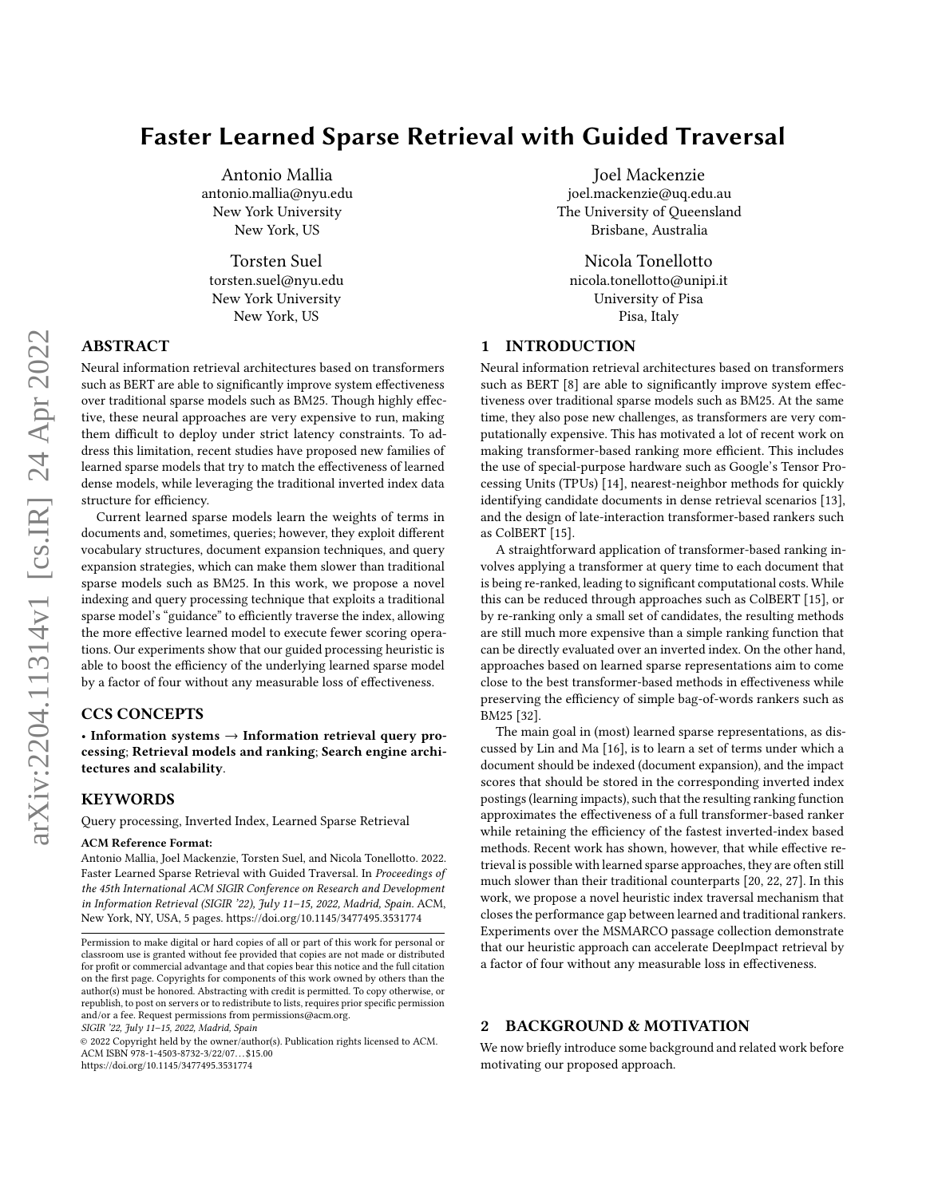# Faster Learned Sparse Retrieval with Guided Traversal

Antonio Mallia
antonio.mallia@nyu.edu
New York University
New York, US

Joel Mackenzie
joel.mackenzie@uq.edu.au
The University of Queensland
Brisbane, Australia

Torsten Suel
torsten.suel@nyu.edu
New York University
New York, US

Nicola Tonellotto
nicola.tonellotto@unipi.it
University of Pisa
Pisa, Italy

## ABSTRACT

Neural information retrieval architectures based on transformers such as BERT are able to significantly improve system effectiveness over traditional sparse models such as BM25. Though highly effective, these neural approaches are very expensive to run, making them difficult to deploy under strict latency constraints. To address this limitation, recent studies have proposed new families of learned sparse models that try to match the effectiveness of learned dense models, while leveraging the traditional inverted index data structure for efficiency.

Current learned sparse models learn the weights of terms in documents and, sometimes, queries; however, they exploit different vocabulary structures, document expansion techniques, and query expansion strategies, which can make them slower than traditional sparse models such as BM25. In this work, we propose a novel indexing and query processing technique that exploits a traditional sparse model's "guidance" to efficiently traverse the index, allowing the more effective learned model to execute fewer scoring operations. Our experiments show that our guided processing heuristic is able to boost the efficiency of the underlying learned sparse model by a factor of four without any measurable loss of effectiveness.

## CCS CONCEPTS

• **Information systems** → **Information retrieval query processing**; **Retrieval models and ranking**; **Search engine architectures and scalability**.

## KEYWORDS

Query processing, Inverted Index, Learned Sparse Retrieval

**ACM Reference Format:**
Antonio Mallia, Joel Mackenzie, Torsten Suel, and Nicola Tonellotto. 2022. Faster Learned Sparse Retrieval with Guided Traversal. In *Proceedings of the 45th International ACM SIGIR Conference on Research and Development in Information Retrieval (SIGIR '22), July 11–15, 2022, Madrid, Spain.* ACM, New York, NY, USA, 5 pages. https://doi.org/10.1145/3477495.3531774

Permission to make digital or hard copies of all or part of this work for personal or classroom use is granted without fee provided that copies are not made or distributed for profit or commercial advantage and that copies bear this notice and the full citation on the first page. Copyrights for components of this work owned by others than the author(s) must be honored. Abstracting with credit is permitted. To copy otherwise, or republish, to post on servers or to redistribute to lists, requires prior specific permission and/or a fee. Request permissions from permissions@acm.org.
*SIGIR '22, July 11–15, 2022, Madrid, Spain*
© 2022 Copyright held by the owner/author(s). Publication rights licensed to ACM.
ACM ISBN 978-1-4503-8732-3/22/07…$15.00
https://doi.org/10.1145/3477495.3531774

## 1 INTRODUCTION

Neural information retrieval architectures based on transformers such as BERT [8] are able to significantly improve system effectiveness over traditional sparse models such as BM25. At the same time, they also pose new challenges, as transformers are very computationally expensive. This has motivated a lot of recent work on making transformer-based ranking more efficient. This includes the use of special-purpose hardware such as Google's Tensor Processing Units (TPUs) [14], nearest-neighbor methods for quickly identifying candidate documents in dense retrieval scenarios [13], and the design of late-interaction transformer-based rankers such as ColBERT [15].

A straightforward application of transformer-based ranking involves applying a transformer at query time to each document that is being re-ranked, leading to significant computational costs. While this can be reduced through approaches such as ColBERT [15], or by re-ranking only a small set of candidates, the resulting methods are still much more expensive than a simple ranking function that can be directly evaluated over an inverted index. On the other hand, approaches based on learned sparse representations aim to come close to the best transformer-based methods in effectiveness while preserving the efficiency of simple bag-of-words rankers such as BM25 [32].

The main goal in (most) learned sparse representations, as discussed by Lin and Ma [16], is to learn a set of terms under which a document should be indexed (document expansion), and the impact scores that should be stored in the corresponding inverted index postings (learning impacts), such that the resulting ranking function approximates the effectiveness of a full transformer-based ranker while retaining the efficiency of the fastest inverted-index based methods. Recent work has shown, however, that while effective retrieval is possible with learned sparse approaches, they are often still much slower than their traditional counterparts [20, 22, 27]. In this work, we propose a novel heuristic index traversal mechanism that closes the performance gap between learned and traditional rankers. Experiments over the MSMARCO passage collection demonstrate that our heuristic approach can accelerate DeepImpact retrieval by a factor of four without any measurable loss in effectiveness.

## 2 BACKGROUND & MOTIVATION

We now briefly introduce some background and related work before motivating our proposed approach.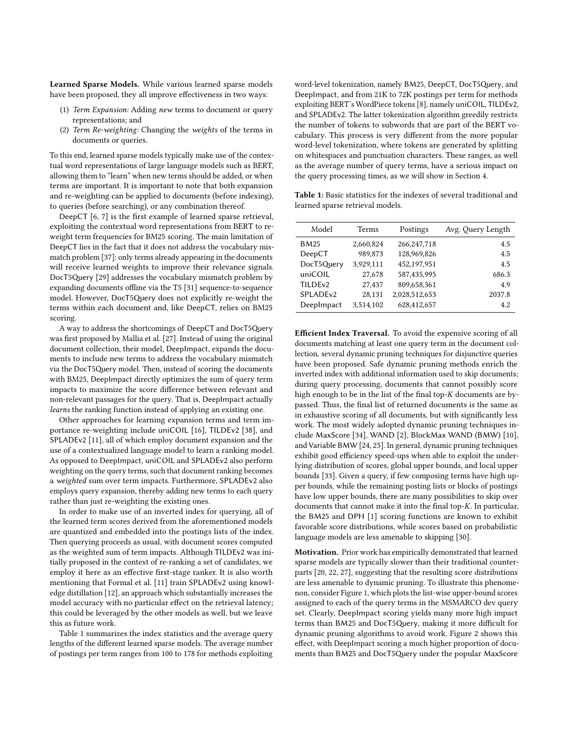**Learned Sparse Models.** While various learned sparse models have been proposed, they all improve effectiveness in two ways:

1. *Term Expansion:* Adding *new* terms to document or query representations; and
2. *Term Re-weighting:* Changing the *weights* of the terms in documents or queries.

To this end, learned sparse models typically make use of the contextual word representations of large language models such as BERT, allowing them to "learn" when new terms should be added, or when terms are important. It is important to note that both expansion and re-weighting can be applied to documents (before indexing), to queries (before searching), or any combination thereof.

DeepCT [6, 7] is the first example of learned sparse retrieval, exploiting the contextual word representations from BERT to re-weight term frequencies for BM25 scoring. The main limitation of DeepCT lies in the fact that it does not address the vocabulary mismatch problem [37]: only terms already appearing in the documents will receive learned weights to improve their relevance signals. DocT5Query [29] addresses the vocabulary mismatch problem by expanding documents offline via the T5 [31] sequence-to-sequence model. However, DocT5Query does not explicitly re-weight the terms within each document and, like DeepCT, relies on BM25 scoring.

A way to address the shortcomings of DeepCT and DocT5Query was first proposed by Mallia et al. [27]. Instead of using the original document collection, their model, DeepImpact, expands the documents to include new terms to address the vocabulary mismatch via the DocT5Query model. Then, instead of scoring the documents with BM25, DeepImpact directly optimizes the sum of query term impacts to maximize the score difference between relevant and non-relevant passages for the query. That is, DeepImpact actually *learns* the ranking function instead of applying an existing one.

Other approaches for learning expansion terms and term importance re-weighting include uniCOIL [16], TILDEv2 [38], and SPLADEv2 [11], all of which employ document expansion and the use of a contextualized language model to learn a ranking model. As opposed to DeepImpact, uniCOIL and SPLADEv2 also perform weighting on the query terms, such that document ranking becomes a *weighted* sum over term impacts. Furthermore, SPLADEv2 also employs query expansion, thereby adding new terms to each query rather than just re-weighting the existing ones.

In order to make use of an inverted index for querying, all of the learned term scores derived from the aforementioned models are quantized and embedded into the postings lists of the index. Then querying proceeds as usual, with document scores computed as the weighted sum of term impacts. Although TILDEv2 was initially proposed in the context of re-ranking a set of candidates, we employ it here as an effective first-stage ranker. It is also worth mentioning that Formal et al. [11] train SPLADEv2 using knowledge distillation [12], an approach which substantially increases the model accuracy with no particular effect on the retrieval latency; this could be leveraged by the other models as well, but we leave this as future work.

Table 1 summarizes the index statistics and the average query lengths of the different learned sparse models. The average number of postings per term ranges from 100 to 178 for methods exploiting word-level tokenization, namely BM25, DeepCT, DocT5Query, and DeepImpact, and from 21K to 72K postings per term for methods exploiting BERT's WordPiece tokens [8], namely uniCOIL, TILDEv2, and SPLADEv2. The latter tokenization algorithm greedily restricts the number of tokens to subwords that are part of the BERT vocabulary. This process is very different from the more popular word-level tokenization, where tokens are generated by splitting on whitespaces and punctuation characters. These ranges, as well as the average number of query terms, have a serious impact on the query processing times, as we will show in Section 4.

**Table 1:** Basic statistics for the indexes of several traditional and learned sparse retrieval models.

| Model | Terms | Postings | Avg. Query Length |
|---|---|---|---|
| BM25 | 2,660,824 | 266,247,718 | 4.5 |
| DeepCT | 989,873 | 128,969,826 | 4.5 |
| DocT5Query | 3,929,111 | 452,197,951 | 4.5 |
| uniCOIL | 27,678 | 587,435,995 | 686.3 |
| TILDEv2 | 27,437 | 809,658,361 | 4.9 |
| SPLADEv2 | 28,131 | 2,028,512,653 | 2037.8 |
| DeepImpact | 3,514,102 | 628,412,657 | 4.2 |

**Efficient Index Traversal.** To avoid the expensive scoring of all documents matching at least one query term in the document collection, several dynamic pruning techniques for disjunctive queries have been proposed. Safe dynamic pruning methods enrich the inverted index with additional information used to skip documents; during query processing, documents that cannot possibly score high enough to be in the list of the final top-$K$ documents are bypassed. Thus, the final list of returned documents is the same as in exhaustive scoring of all documents, but with significantly less work. The most widely adopted dynamic pruning techniques include MaxScore [34], WAND [2], BlockMax WAND (BMW) [10], and Variable BMW [24, 25]. In general, dynamic pruning techniques exhibit good efficiency speed-ups when able to exploit the underlying distribution of scores, global upper bounds, and local upper bounds [33]. Given a query, if few composing terms have high upper bounds, while the remaining posting lists or blocks of postings have low upper bounds, there are many possibilities to skip over documents that cannot make it into the final top-$K$. In particular, the BM25 and DPH [1] scoring functions are known to exhibit favorable score distributions, while scores based on probabilistic language models are less amenable to skipping [30].

**Motivation.** Prior work has empirically demonstrated that learned sparse models are typically slower than their traditional counterparts [20, 22, 27], suggesting that the resulting score distributions are less amenable to dynamic pruning. To illustrate this phenomenon, consider Figure 1, which plots the list-wise upper-bound scores assigned to each of the query terms in the MSMARCO dev query set. Clearly, DeepImpact scoring yields many more high impact terms than BM25 and DocT5Query, making it more difficult for dynamic pruning algorithms to avoid work. Figure 2 shows this effect, with DeepImpact scoring a much higher proportion of documents than BM25 and DocT5Query under the popular MaxScore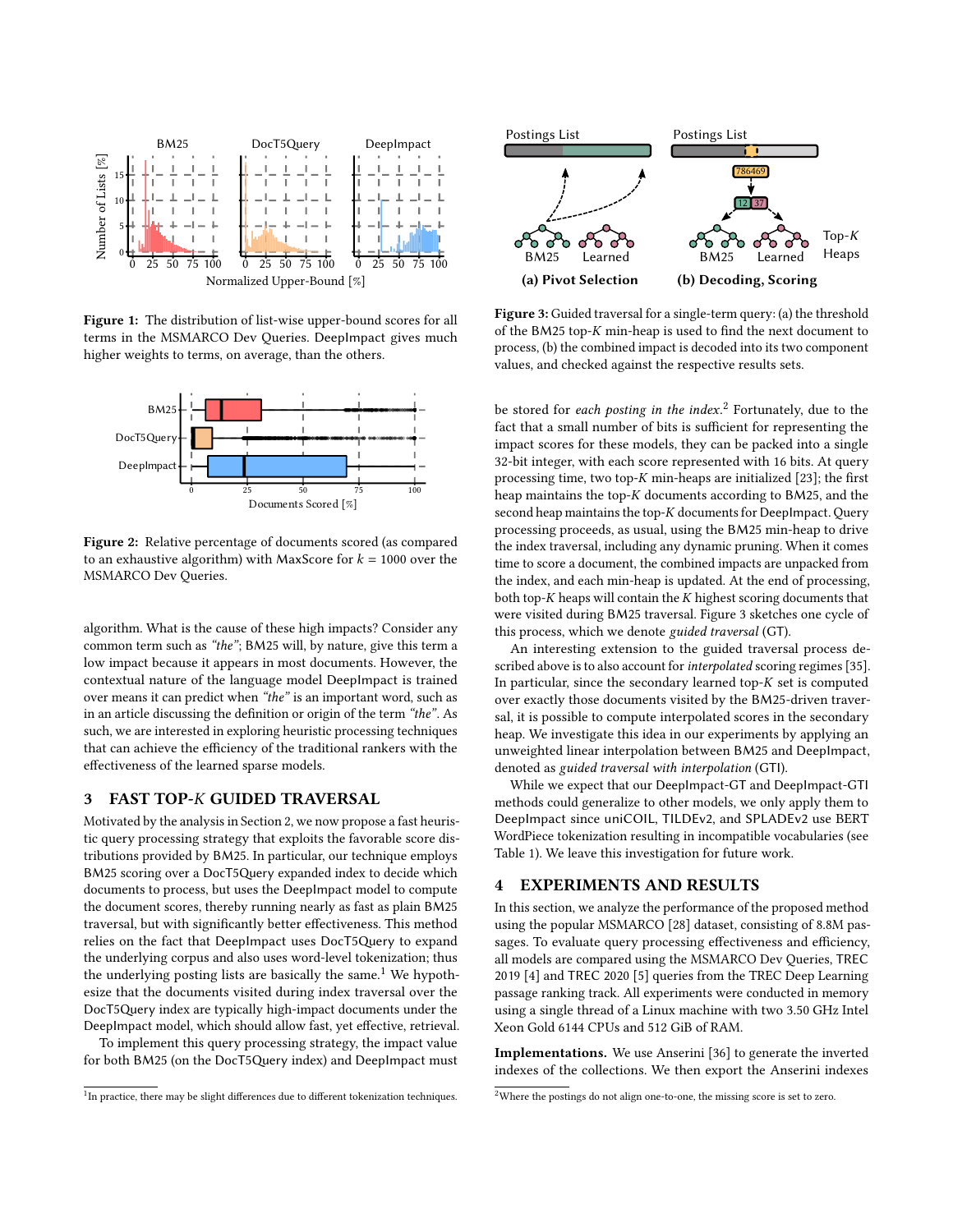Figure 1: The distribution of list-wise upper-bound scores for all terms in the MSMARCO Dev Queries. DeepImpact gives much higher weights to terms, on average, than the others.

Figure 2: Relative percentage of documents scored (as compared to an exhaustive algorithm) with MaxScore for $k = 1000$ over the MSMARCO Dev Queries.

algorithm. What is the cause of these high impacts? Consider any common term such as *"the"*; BM25 will, by nature, give this term a low impact because it appears in most documents. However, the contextual nature of the language model DeepImpact is trained over means it can predict when *"the"* is an important word, such as in an article discussing the definition or origin of the term *"the"*. As such, we are interested in exploring heuristic processing techniques that can achieve the efficiency of the traditional rankers with the effectiveness of the learned sparse models.

## 3 FAST TOP-*K* GUIDED TRAVERSAL

Motivated by the analysis in Section 2, we now propose a fast heuristic query processing strategy that exploits the favorable score distributions provided by BM25. In particular, our technique employs BM25 scoring over a DocT5Query expanded index to decide which documents to process, but uses the DeepImpact model to compute the document scores, thereby running nearly as fast as plain BM25 traversal, but with significantly better effectiveness. This method relies on the fact that DeepImpact uses DocT5Query to expand the underlying corpus and also uses word-level tokenization; thus the underlying posting lists are basically the same.[1] We hypothesize that the documents visited during index traversal over the DocT5Query index are typically high-impact documents under the DeepImpact model, which should allow fast, yet effective, retrieval.

To implement this query processing strategy, the impact value for both BM25 (on the DocT5Query index) and DeepImpact must be stored for *each posting in the index*.[2] Fortunately, due to the fact that a small number of bits is sufficient for representing the impact scores for these models, they can be packed into a single 32-bit integer, with each score represented with 16 bits. At query processing time, two top-*K* min-heaps are initialized [23]; the first heap maintains the top-*K* documents according to BM25, and the second heap maintains the top-*K* documents for DeepImpact. Query processing proceeds, as usual, using the BM25 min-heap to drive the index traversal, including any dynamic pruning. When it comes time to score a document, the combined impacts are unpacked from the index, and each min-heap is updated. At the end of processing, both top-*K* heaps will contain the *K* highest scoring documents that were visited during BM25 traversal. Figure 3 sketches one cycle of this process, which we denote *guided traversal* (GT).

Figure 3: Guided traversal for a single-term query: (a) the threshold of the BM25 top-*K* min-heap is used to find the next document to process, (b) the combined impact is decoded into its two component values, and checked against the respective results sets.

An interesting extension to the guided traversal process described above is to also account for *interpolated* scoring regimes [35]. In particular, since the secondary learned top-*K* set is computed over exactly those documents visited by the BM25-driven traversal, it is possible to compute interpolated scores in the secondary heap. We investigate this idea in our experiments by applying an unweighted linear interpolation between BM25 and DeepImpact, denoted as *guided traversal with interpolation* (GTI).

While we expect that our DeepImpact-GT and DeepImpact-GTI methods could generalize to other models, we only apply them to DeepImpact since uniCOIL, TILDEv2, and SPLADEv2 use BERT WordPiece tokenization resulting in incompatible vocabularies (see Table 1). We leave this investigation for future work.

## 4 EXPERIMENTS AND RESULTS

In this section, we analyze the performance of the proposed method using the popular MSMARCO [28] dataset, consisting of 8.8M passages. To evaluate query processing effectiveness and efficiency, all models are compared using the MSMARCO Dev Queries, TREC 2019 [4] and TREC 2020 [5] queries from the TREC Deep Learning passage ranking track. All experiments were conducted in memory using a single thread of a Linux machine with two 3.50 GHz Intel Xeon Gold 6144 CPUs and 512 GiB of RAM.

**Implementations.** We use Anserini [36] to generate the inverted indexes of the collections. We then export the Anserini indexes

[1] In practice, there may be slight differences due to different tokenization techniques.

[2] Where the postings do not align one-to-one, the missing score is set to zero.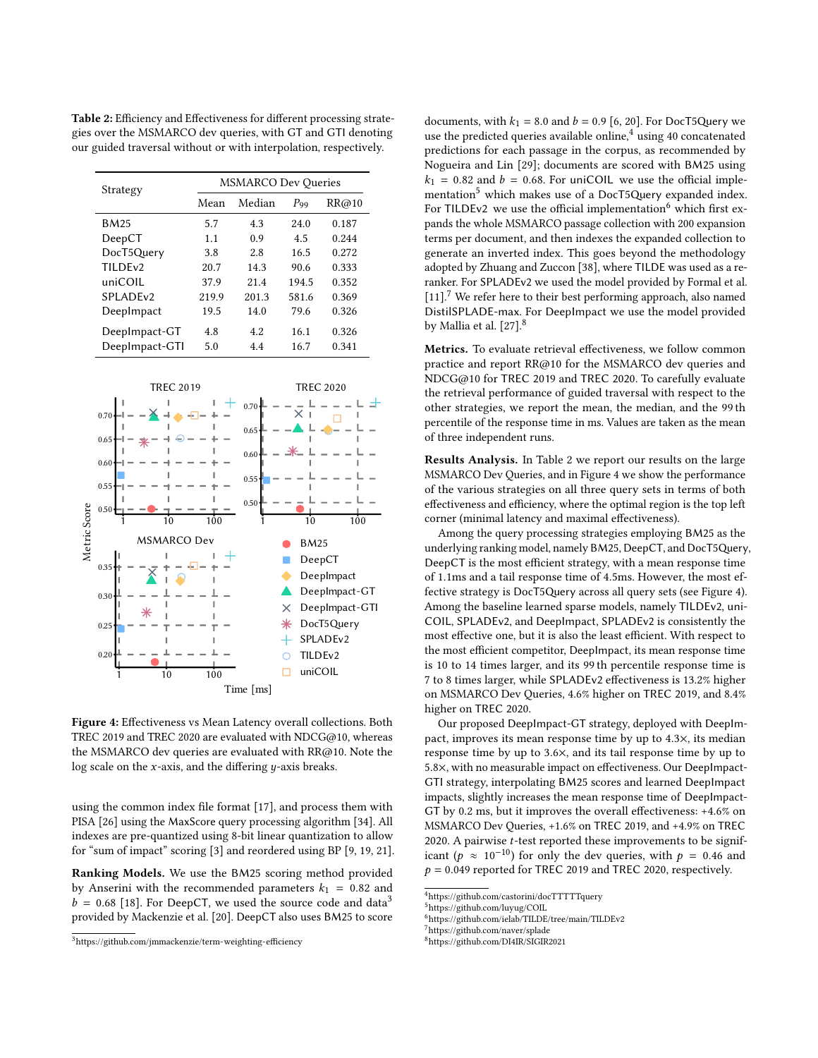**Table 2:** Efficiency and Effectiveness for different processing strategies over the MSMARCO dev queries, with GT and GTI denoting our guided traversal without or with interpolation, respectively.

| Strategy | MSMARCO Dev Queries | | | |
|---|---|---|---|---|
| | Mean | Median | $P_{99}$ | RR@10 |
| BM25 | 5.7 | 4.3 | 24.0 | 0.187 |
| DeepCT | 1.1 | 0.9 | 4.5 | 0.244 |
| DocT5Query | 3.8 | 2.8 | 16.5 | 0.272 |
| TILDEv2 | 20.7 | 14.3 | 90.6 | 0.333 |
| uniCOIL | 37.9 | 21.4 | 194.5 | 0.352 |
| SPLADEv2 | 219.9 | 201.3 | 581.6 | 0.369 |
| DeepImpact | 19.5 | 14.0 | 79.6 | 0.326 |
| DeepImpact-GT | 4.8 | 4.2 | 16.1 | 0.326 |
| DeepImpact-GTI | 5.0 | 4.4 | 16.7 | 0.341 |

**Figure 4:** Effectiveness vs Mean Latency overall collections. Both TREC 2019 and TREC 2020 are evaluated with NDCG@10, whereas the MSMARCO dev queries are evaluated with RR@10. Note the log scale on the $x$-axis, and the differing $y$-axis breaks.

using the common index file format [17], and process them with PISA [26] using the MaxScore query processing algorithm [34]. All indexes are pre-quantized using 8-bit linear quantization to allow for "sum of impact" scoring [3] and reordered using BP [9, 19, 21].

**Ranking Models.** We use the BM25 scoring method provided by Anserini with the recommended parameters $k_1 = 0.82$ and $b = 0.68$ [18]. For DeepCT, we used the source code and data[3] provided by Mackenzie et al. [20]. DeepCT also uses BM25 to score documents, with $k_1 = 8.0$ and $b = 0.9$ [6, 20]. For DocT5Query we use the predicted queries available online,[4] using 40 concatenated predictions for each passage in the corpus, as recommended by Nogueira and Lin [29]; documents are scored with BM25 using $k_1 = 0.82$ and $b = 0.68$. For uniCOIL we use the official implementation[5] which makes use of a DocT5Query expanded index. For TILDEv2 we use the official implementation[6] which first expands the whole MSMARCO passage collection with 200 expansion terms per document, and then indexes the expanded collection to generate an inverted index. This goes beyond the methodology adopted by Zhuang and Zuccon [38], where TILDE was used as a reranker. For SPLADEv2 we used the model provided by Formal et al. [11].[7] We refer here to their best performing approach, also named DistilSPLADE-max. For DeepImpact we use the model provided by Mallia et al. [27].[8]

**Metrics.** To evaluate retrieval effectiveness, we follow common practice and report RR@10 for the MSMARCO dev queries and NDCG@10 for TREC 2019 and TREC 2020. To carefully evaluate the retrieval performance of guided traversal with respect to the other strategies, we report the mean, the median, and the 99 th percentile of the response time in ms. Values are taken as the mean of three independent runs.

**Results Analysis.** In Table 2 we report our results on the large MSMARCO Dev Queries, and in Figure 4 we show the performance of the various strategies on all three query sets in terms of both effectiveness and efficiency, where the optimal region is the top left corner (minimal latency and maximal effectiveness).

Among the query processing strategies employing BM25 as the underlying ranking model, namely BM25, DeepCT, and DocT5Query, DeepCT is the most efficient strategy, with a mean response time of 1.1ms and a tail response time of 4.5ms. However, the most effective strategy is DocT5Query across all query sets (see Figure 4). Among the baseline learned sparse models, namely TILDEv2, uniCOIL, SPLADEv2, and DeepImpact, SPLADEv2 is consistently the most effective one, but it is also the least efficient. With respect to the most efficient competitor, DeepImpact, its mean response time is 10 to 14 times larger, and its 99 th percentile response time is 7 to 8 times larger, while SPLADEv2 effectiveness is 13.2% higher on MSMARCO Dev Queries, 4.6% higher on TREC 2019, and 8.4% higher on TREC 2020.

Our proposed DeepImpact-GT strategy, deployed with DeepImpact, improves its mean response time by up to 4.3×, its median response time by up to 3.6×, and its tail response time by up to 5.8×, with no measurable impact on effectiveness. Our DeepImpact-GTI strategy, interpolating BM25 scores and learned DeepImpact impacts, slightly increases the mean response time of DeepImpact-GT by 0.2 ms, but it improves the overall effectiveness: +4.6% on MSMARCO Dev Queries, +1.6% on TREC 2019, and +4.9% on TREC 2020. A pairwise $t$-test reported these improvements to be significant ($p \approx 10^{-10}$) for only the dev queries, with $p = 0.46$ and $p = 0.049$ reported for TREC 2019 and TREC 2020, respectively.

[3] https://github.com/jmmackenzie/term-weighting-efficiency
[4] https://github.com/castorini/docTTTTTquery
[5] https://github.com/luyug/COIL
[6] https://github.com/ielab/TILDE/tree/main/TILDEv2
[7] https://github.com/naver/splade
[8] https://github.com/DI4IR/SIGIR2021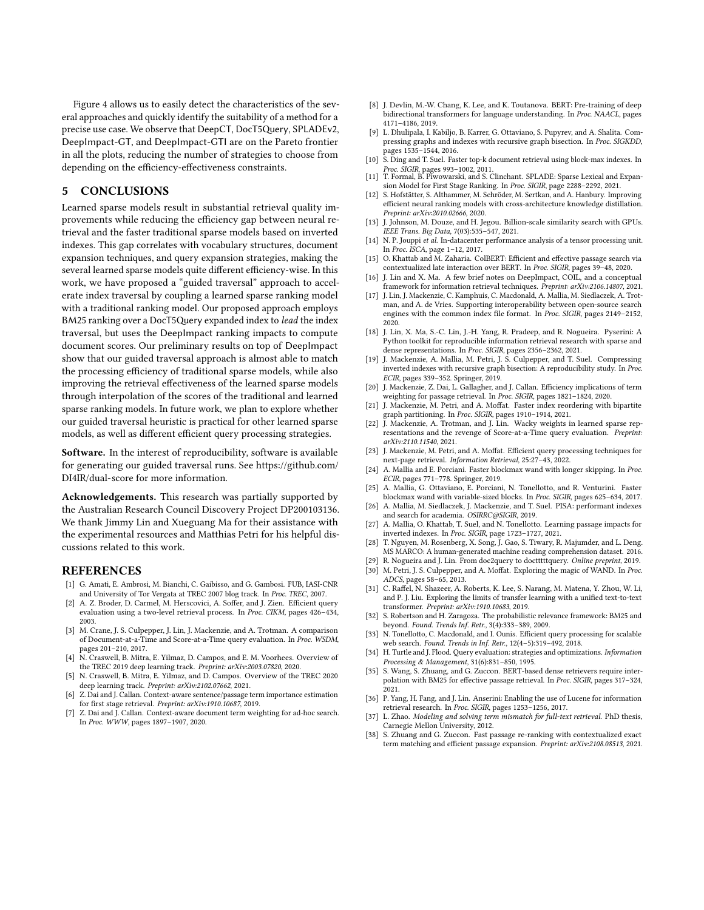Figure 4 allows us to easily detect the characteristics of the several approaches and quickly identify the suitability of a method for a precise use case. We observe that DeepCT, DocT5Query, SPLADEv2, DeepImpact-GT, and DeepImpact-GTI are on the Pareto frontier in all the plots, reducing the number of strategies to choose from depending on the efficiency-effectiveness constraints.

## 5 CONCLUSIONS

Learned sparse models result in substantial retrieval quality improvements while reducing the efficiency gap between neural retrieval and the faster traditional sparse models based on inverted indexes. This gap correlates with vocabulary structures, document expansion techniques, and query expansion strategies, making the several learned sparse models quite different efficiency-wise. In this work, we have proposed a "guided traversal" approach to accelerate index traversal by coupling a learned sparse ranking model with a traditional ranking model. Our proposed approach employs BM25 ranking over a DocT5Query expanded index to *lead* the index traversal, but uses the DeepImpact ranking impacts to compute document scores. Our preliminary results on top of DeepImpact show that our guided traversal approach is almost able to match the processing efficiency of traditional sparse models, while also improving the retrieval effectiveness of the learned sparse models through interpolation of the scores of the traditional and learned sparse ranking models. In future work, we plan to explore whether our guided traversal heuristic is practical for other learned sparse models, as well as different efficient query processing strategies.

**Software.** In the interest of reproducibility, software is available for generating our guided traversal runs. See https://github.com/DI4IR/dual-score for more information.

**Acknowledgements.** This research was partially supported by the Australian Research Council Discovery Project DP200103136. We thank Jimmy Lin and Xueguang Ma for their assistance with the experimental resources and Matthias Petri for his helpful discussions related to this work.

## REFERENCES

[1] G. Amati, E. Ambrosi, M. Bianchi, C. Gaibisso, and G. Gambosi. FUB, IASI-CNR and University of Tor Vergata at TREC 2007 blog track. In *Proc. TREC*, 2007.

[2] A. Z. Broder, D. Carmel, M. Herscovici, A. Soffer, and J. Zien. Efficient query evaluation using a two-level retrieval process. In *Proc. CIKM*, pages 426–434, 2003.

[3] M. Crane, J. S. Culpepper, J. Lin, J. Mackenzie, and A. Trotman. A comparison of Document-at-a-Time and Score-at-a-Time query evaluation. In *Proc. WSDM*, pages 201–210, 2017.

[4] N. Craswell, B. Mitra, E. Yilmaz, D. Campos, and E. M. Voorhees. Overview of the TREC 2019 deep learning track. *Preprint: arXiv:2003.07820*, 2020.

[5] N. Craswell, B. Mitra, E. Yilmaz, and D. Campos. Overview of the TREC 2020 deep learning track. *Preprint: arXiv:2102.07662*, 2021.

[6] Z. Dai and J. Callan. Context-aware sentence/passage term importance estimation for first stage retrieval. *Preprint: arXiv:1910.10687*, 2019.

[7] Z. Dai and J. Callan. Context-aware document term weighting for ad-hoc search. In *Proc. WWW*, pages 1897–1907, 2020.

[8] J. Devlin, M.-W. Chang, K. Lee, and K. Toutanova. BERT: Pre-training of deep bidirectional transformers for language understanding. In *Proc. NAACL*, pages 4171–4186, 2019.

[9] L. Dhulipala, I. Kabiljo, B. Karrer, G. Ottaviano, S. Pupyrev, and A. Shalita. Compressing graphs and indexes with recursive graph bisection. In *Proc. SIGKDD*, pages 1535–1544, 2016.

[10] S. Ding and T. Suel. Faster top-k document retrieval using block-max indexes. In *Proc. SIGIR*, pages 993–1002, 2011.

[11] T. Formal, B. Piwowarski, and S. Clinchant. SPLADE: Sparse Lexical and Expansion Model for First Stage Ranking. In *Proc. SIGIR*, page 2288–2292, 2021.

[12] S. Hofstätter, S. Althammer, M. Schröder, M. Sertkan, and A. Hanbury. Improving efficient neural ranking models with cross-architecture knowledge distillation. *Preprint: arXiv:2010.02666*, 2020.

[13] J. Johnson, M. Douze, and H. Jegou. Billion-scale similarity search with GPUs. *IEEE Trans. Big Data*, 7(03):535–547, 2021.

[14] N. P. Jouppi *et al.* In-datacenter performance analysis of a tensor processing unit. In *Proc. ISCA*, page 1–12, 2017.

[15] O. Khattab and M. Zaharia. ColBERT: Efficient and effective passage search via contextualized late interaction over BERT. In *Proc. SIGIR*, pages 39–48, 2020.

[16] J. Lin and X. Ma. A few brief notes on DeepImpact, COIL, and a conceptual framework for information retrieval techniques. *Preprint: arXiv:2106.14807*, 2021.

[17] J. Lin, J. Mackenzie, C. Kamphuis, C. Macdonald, A. Mallia, M. Siedlaczek, A. Trotman, and A. de Vries. Supporting interoperability between open-source search engines with the common index file format. In *Proc. SIGIR*, pages 2149–2152, 2020.

[18] J. Lin, X. Ma, S.-C. Lin, J.-H. Yang, R. Pradeep, and R. Nogueira. Pyserini: A Python toolkit for reproducible information retrieval research with sparse and dense representations. In *Proc. SIGIR*, pages 2356–2362, 2021.

[19] J. Mackenzie, A. Mallia, M. Petri, J. S. Culpepper, and T. Suel. Compressing inverted indexes with recursive graph bisection: A reproducibility study. In *Proc. ECIR*, pages 339–352. Springer, 2019.

[20] J. Mackenzie, Z. Dai, L. Gallagher, and J. Callan. Efficiency implications of term weighting for passage retrieval. In *Proc. SIGIR*, pages 1821–1824, 2020.

[21] J. Mackenzie, M. Petri, and A. Moffat. Faster index reordering with bipartite graph partitioning. In *Proc. SIGIR*, pages 1910–1914, 2021.

[22] J. Mackenzie, A. Trotman, and J. Lin. Wacky weights in learned sparse representations and the revenge of Score-at-a-Time query evaluation. *Preprint: arXiv:2110.11540*, 2021.

[23] J. Mackenzie, M. Petri, and A. Moffat. Efficient query processing techniques for next-page retrieval. *Information Retrieval*, 25:27–43, 2022.

[24] A. Mallia and E. Porciani. Faster blockmax wand with longer skipping. In *Proc. ECIR*, pages 771–778. Springer, 2019.

[25] A. Mallia, G. Ottaviano, E. Porciani, N. Tonellotto, and R. Venturini. Faster blockmax wand with variable-sized blocks. In *Proc. SIGIR*, pages 625–634, 2017.

[26] A. Mallia, M. Siedlaczek, J. Mackenzie, and T. Suel. PISA: performant indexes and search for academia. *OSIRRC@SIGIR*, 2019.

[27] A. Mallia, O. Khattab, T. Suel, and N. Tonellotto. Learning passage impacts for inverted indexes. In *Proc. SIGIR*, page 1723–1727, 2021.

[28] T. Nguyen, M. Rosenberg, X. Song, J. Gao, S. Tiwary, R. Majumder, and L. Deng. MS MARCO: A human-generated machine reading comprehension dataset. 2016.

[29] R. Nogueira and J. Lin. From doc2query to docTTTTTquery. *Online preprint*, 2019.

[30] M. Petri, J. S. Culpepper, and A. Moffat. Exploring the magic of WAND. In *Proc. ADCS*, pages 58–65, 2013.

[31] C. Raffel, N. Shazeer, A. Roberts, K. Lee, S. Narang, M. Matena, Y. Zhou, W. Li, and P. J. Liu. Exploring the limits of transfer learning with a unified text-to-text transformer. *Preprint: arXiv:1910.10683*, 2019.

[32] S. Robertson and H. Zaragoza. The probabilistic relevance framework: BM25 and beyond. *Found. Trends Inf. Retr.*, 3(4):333–389, 2009.

[33] N. Tonellotto, C. Macdonald, and I. Ounis. Efficient query processing for scalable web search. *Found. Trends in Inf. Retr.*, 12(4–5):319–492, 2018.

[34] H. Turtle and J. Flood. Query evaluation: strategies and optimizations. *Information Processing & Management*, 31(6):831–850, 1995.

[35] S. Wang, S. Zhuang, and G. Zuccon. BERT-based dense retrievers require interpolation with BM25 for effective passage retrieval. In *Proc. SIGIR*, pages 317–324, 2021.

[36] P. Yang, H. Fang, and J. Lin. Anserini: Enabling the use of Lucene for information retrieval research. In *Proc. SIGIR*, pages 1253–1256, 2017.

[37] L. Zhao. *Modeling and solving term mismatch for full-text retrieval.* PhD thesis, Carnegie Mellon University, 2012.

[38] S. Zhuang and G. Zuccon. Fast passage re-ranking with contextualized exact term matching and efficient passage expansion. *Preprint: arXiv:2108.08513*, 2021.